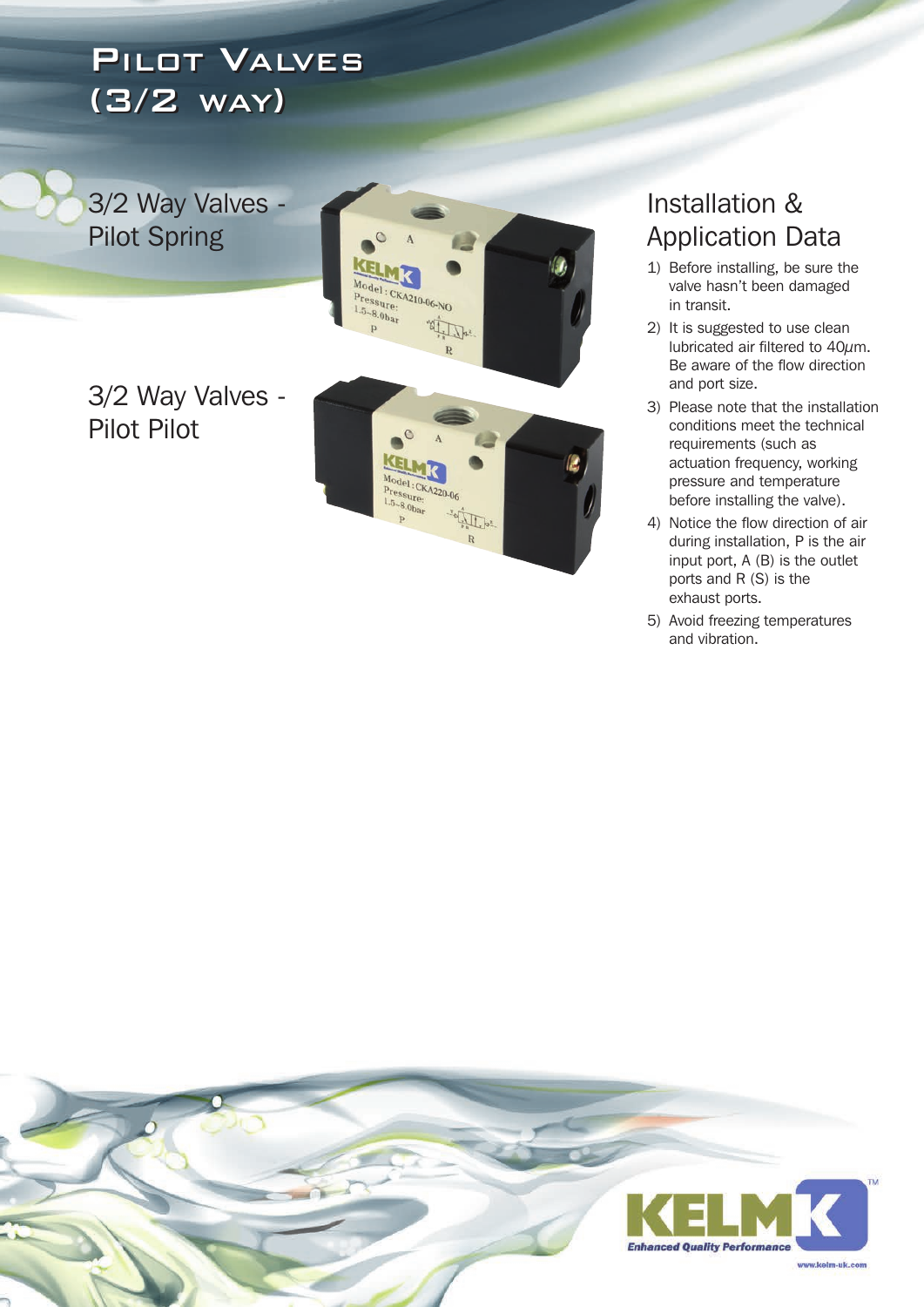# Pilot Valves (3/2 way)

## 3/2 Way Valves - Pilot Spring

## 3/2 Way Valves - Pilot Pilot

## Installation & Application Data

1) Before installing, be sure the valve hasn't been damaged in transit.
2) It is suggested to use clean lubricated air filtered to 40μm. Be aware of the flow direction and port size.
3) Please note that the installation conditions meet the technical requirements (such as actuation frequency, working pressure and temperature before installing the valve).
4) Notice the flow direction of air during installation, P is the air input port, A (B) is the outlet ports and R (S) is the exhaust ports.
5) Avoid freezing temperatures and vibration.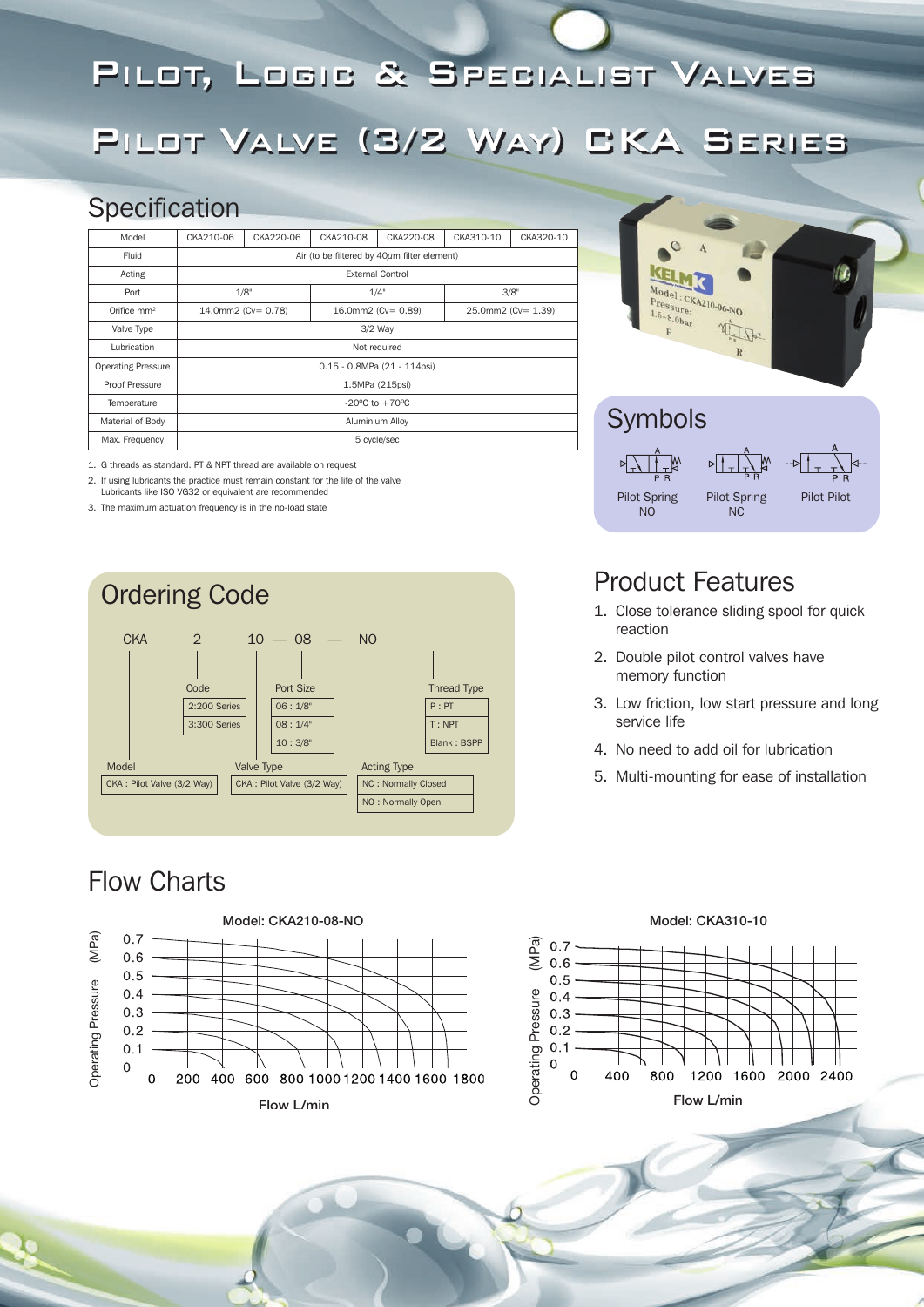# Pilot, Logic & Specialist Valves

# Pilot Valve (3/2 Way) CKA Series

## Specification

| Model | CKA210-06 | CKA220-06 | CKA210-08 | CKA220-08 | CKA310-10 | CKA320-10 |
|---|---|---|---|---|---|---|
| Fluid | Air (to be filtered by 40μm filter element) | | | | | |
| Acting | External Control | | | | | |
| Port | 1/8" | | 1/4" | | 3/8" | |
| Orifice mm² | 14.0mm2 (Cv= 0.78) | | 16.0mm2 (Cv= 0.89) | | 25.0mm2 (Cv= 1.39) | |
| Valve Type | 3/2 Way | | | | | |
| Lubrication | Not required | | | | | |
| Operating Pressure | 0.15 - 0.8MPa (21 - 114psi) | | | | | |
| Proof Pressure | 1.5MPa (215psi) | | | | | |
| Temperature | -20ºC to +70ºC | | | | | |
| Material of Body | Aluminium Alloy | | | | | |
| Max. Frequency | 5 cycle/sec | | | | | |

1. G threads as standard. PT & NPT thread are available on request
2. If using lubricants the practice must remain constant for the life of the valve
   Lubricants like ISO VG32 or equivalent are recommended
3. The maximum actuation frequency is in the no-load state

## Symbols

Pilot Spring NO | Pilot Spring NC | Pilot Pilot

## Ordering Code

CKA 2 10 — 08 — NO

- **Model**: CKA : Pilot Valve (3/2 Way)
- **Code**: 2:200 Series; 3:300 Series
- **Valve Type**: CKA : Pilot Valve (3/2 Way)
- **Port Size**: 06 : 1/8"; 08 : 1/4"; 10 : 3/8"
- **Acting Type**: NC : Normally Closed; NO : Normally Open
- **Thread Type**: P : PT; T : NPT; Blank : BSPP

## Product Features

1. Close tolerance sliding spool for quick reaction
2. Double pilot control valves have memory function
3. Low friction, low start pressure and long service life
4. No need to add oil for lubrication
5. Multi-mounting for ease of installation

## Flow Charts

**Model: CKA210-08-NO**

Operating Pressure (MPa): 0, 0.1, 0.2, 0.3, 0.4, 0.5, 0.6, 0.7
Flow L/min: 0, 200, 400, 600, 800, 1000, 1200, 1400, 1600, 1800

**Model: CKA310-10**

Operating Pressure (MPa): 0, 0.1, 0.2, 0.3, 0.4, 0.5, 0.6, 0.7
Flow L/min: 0, 400, 800, 1200, 1600, 2000, 2400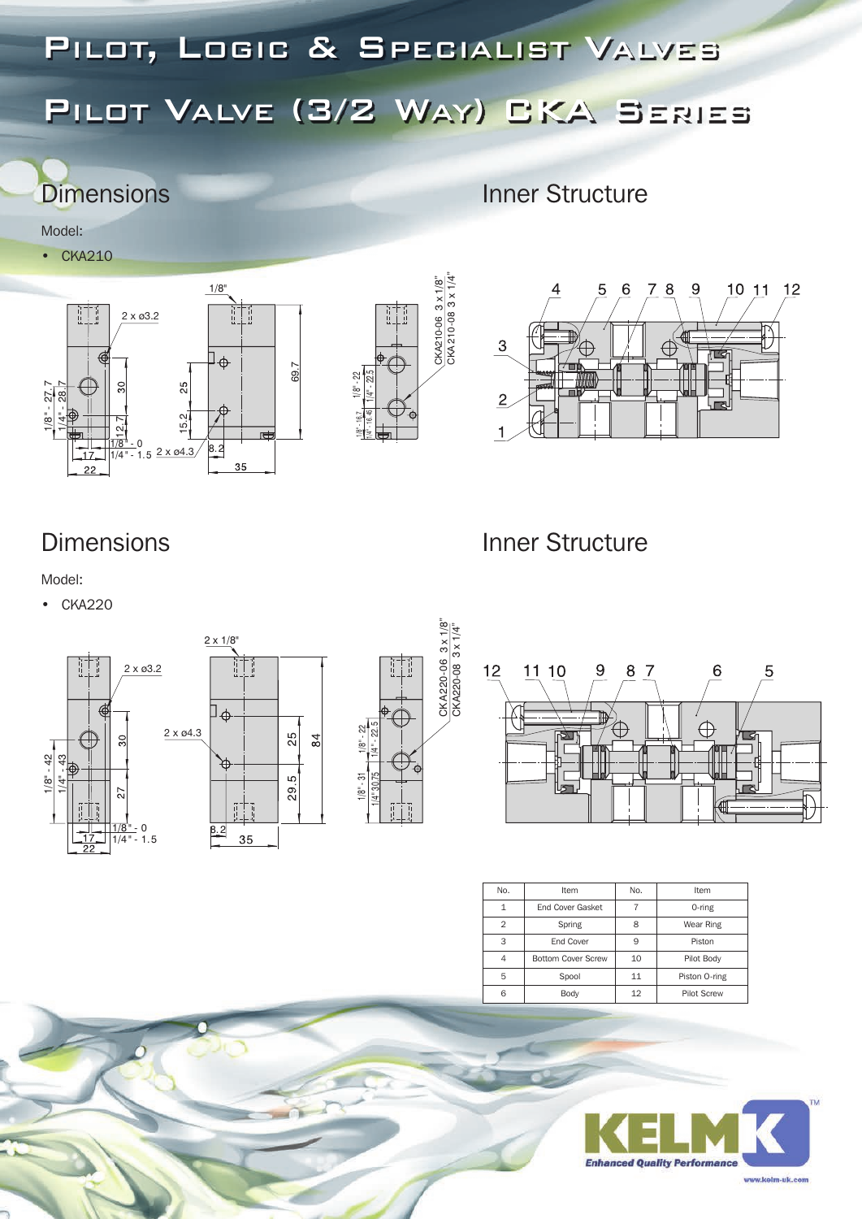# Pilot, Logic & Specialist Valves

# Pilot Valve (3/2 Way) CKA Series

## Dimensions

Model:

- CKA210

## Inner Structure

## Dimensions

Model:

- CKA220

## Inner Structure

| No. | Item | No. | Item |
|---|---|---|---|
| 1 | End Cover Gasket | 7 | O-ring |
| 2 | Spring | 8 | Wear Ring |
| 3 | End Cover | 9 | Piston |
| 4 | Bottom Cover Screw | 10 | Pilot Body |
| 5 | Spool | 11 | Piston O-ring |
| 6 | Body | 12 | Pilot Screw |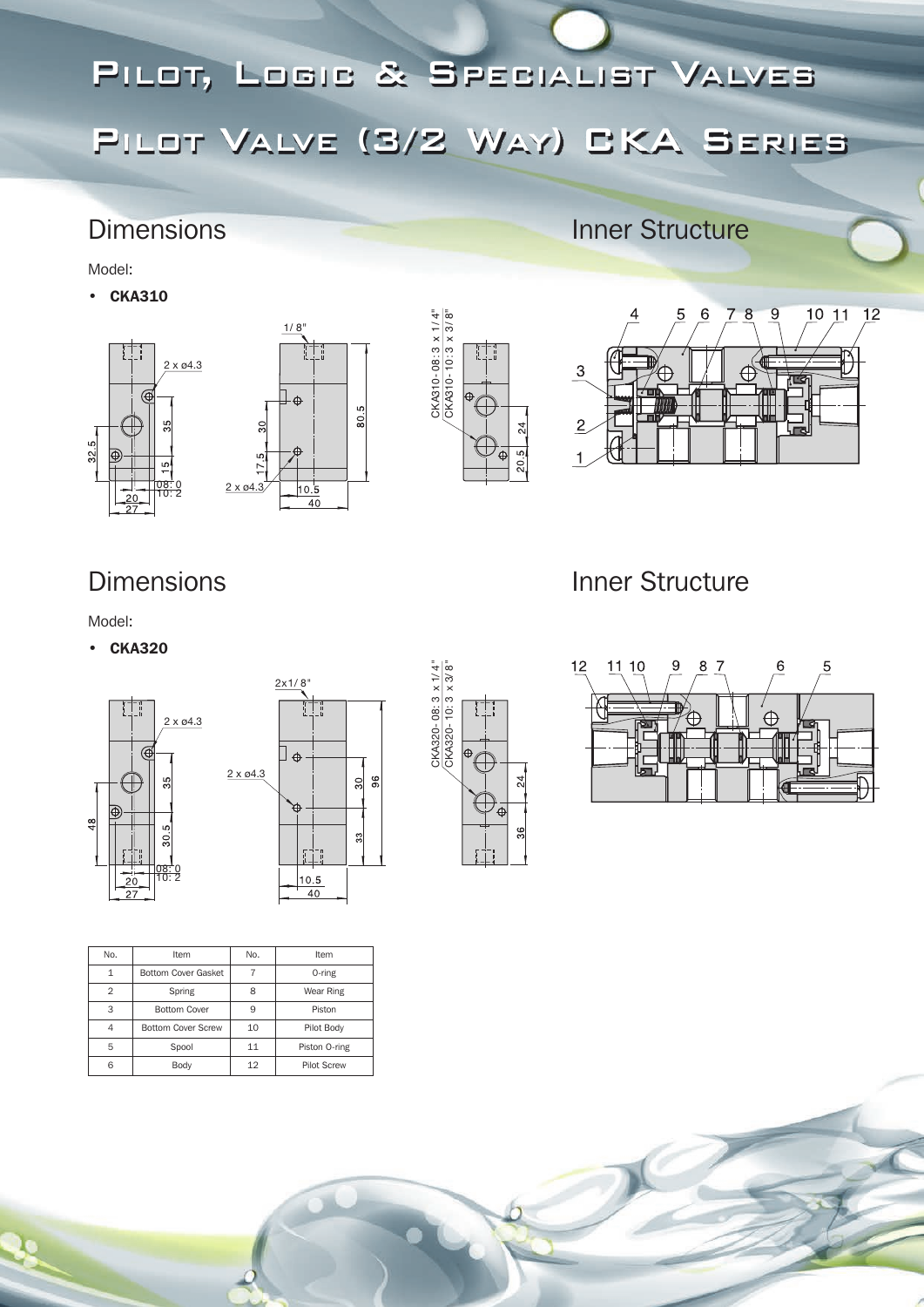# Pilot, Logic & Specialist Valves

# Pilot Valve (3/2 Way) CKA Series

## Dimensions

Model:

- **CKA310**

1/8"

2 x ø4.3

35

15

32.5

08: 0
10: 2

20

27

30

17.5

2 x ø4.3

10.5

40

80.5

CKA310-08: 3 x 1/4"
CKA310-10: 3 x 3/8"

24

20.5

## Inner Structure

4 5 6 7 8 9 10 11 12

3

2

1

## Dimensions

Model:

- **CKA320**

2x1/8"

2 x ø4.3

35

30.5

48

08: 0
10: 2

20

27

2 x ø4.3

30

96

33

10.5

40

CKA320-08: 3 x 1/4"
CKA320-10: 3 x 3/8"

24

36

## Inner Structure

12 11 10 9 8 7 6 5

| No. | Item | No. | Item |
|---|---|---|---|
| 1 | Bottom Cover Gasket | 7 | O-ring |
| 2 | Spring | 8 | Wear Ring |
| 3 | Bottom Cover | 9 | Piston |
| 4 | Bottom Cover Screw | 10 | Pilot Body |
| 5 | Spool | 11 | Piston O-ring |
| 6 | Body | 12 | Pilot Screw |